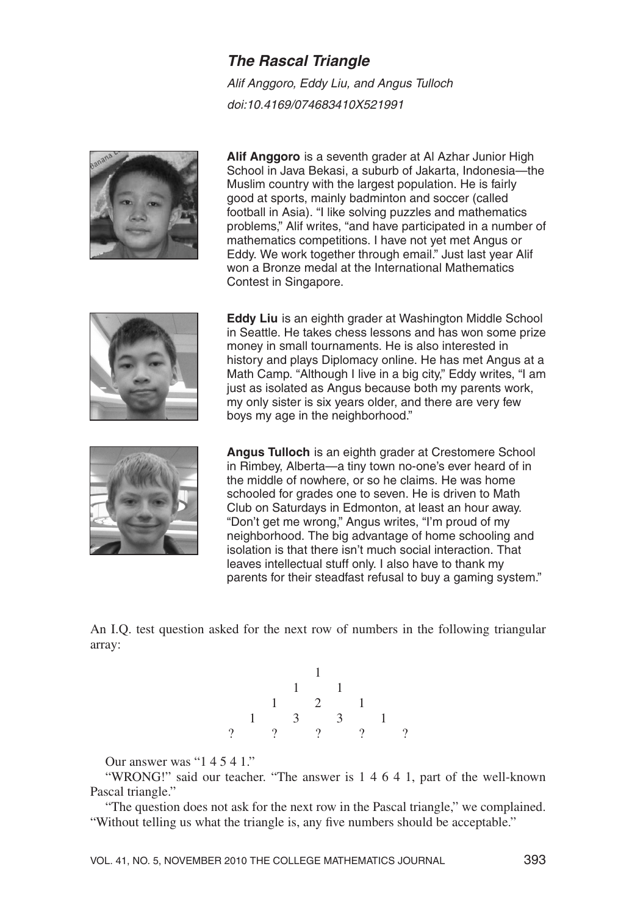## *The Rascal Triangle*

*Alif Anggoro, Eddy Liu, and Angus Tulloch*

*doi:10.4169/074683410X521991*

**Alif Anggoro** is a seventh grader at Al Azhar Junior High School in Java Bekasi, a suburb of Jakarta, Indonesia—the Muslim country with the largest population. He is fairly good at sports, mainly badminton and soccer (called football in Asia). "I like solving puzzles and mathematics problems," Alif writes, "and have participated in a number of mathematics competitions. I have not yet met Angus or Eddy. We work together through email." Just last year Alif won a Bronze medal at the International Mathematics Contest in Singapore.

**Eddy Liu** is an eighth grader at Washington Middle School in Seattle. He takes chess lessons and has won some prize money in small tournaments. He is also interested in history and plays Diplomacy online. He has met Angus at a Math Camp. "Although I live in a big city," Eddy writes, "I am just as isolated as Angus because both my parents work, my only sister is six years older, and there are very few boys my age in the neighborhood."

**Angus Tulloch** is an eighth grader at Crestomere School in Rimbey, Alberta—a tiny town no-one's ever heard of in the middle of nowhere, or so he claims. He was home schooled for grades one to seven. He is driven to Math Club on Saturdays in Edmonton, at least an hour away. "Don't get me wrong," Angus writes, "I'm proud of my neighborhood. The big advantage of home schooling and isolation is that there isn't much social interaction. That leaves intellectual stuff only. I also have to thank my parents for their steadfast refusal to buy a gaming system."

An I.Q. test question asked for the next row of numbers in the following triangular array:

```
        1
      1   1
    1   2   1
  1   3   3   1
?   ?   ?   ?   ?
```

Our answer was "1 4 5 4 1."

"WRONG!" said our teacher. "The answer is 1 4 6 4 1, part of the well-known Pascal triangle."

"The question does not ask for the next row in the Pascal triangle," we complained. "Without telling us what the triangle is, any five numbers should be acceptable."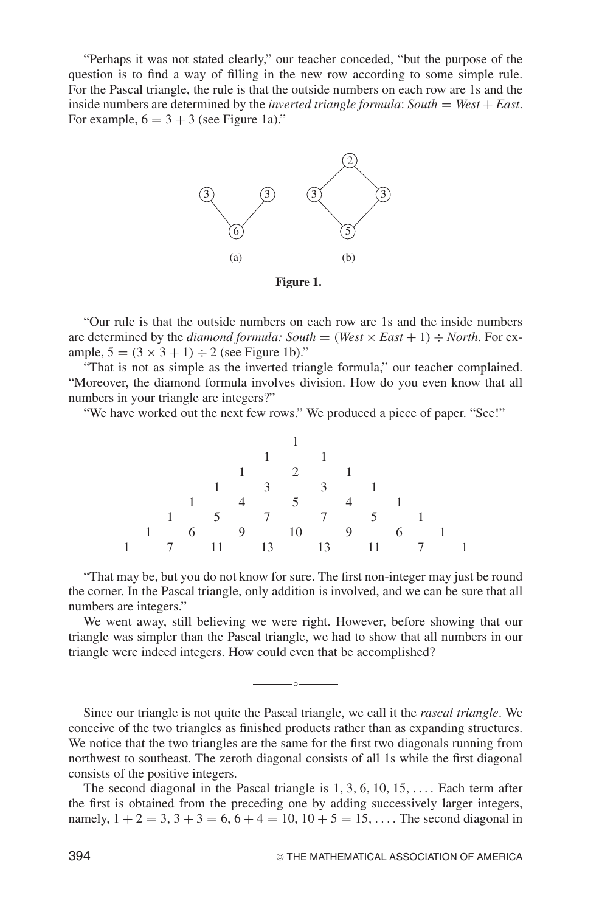"Perhaps it was not stated clearly," our teacher conceded, "but the purpose of the question is to find a way of filling in the new row according to some simple rule. For the Pascal triangle, the rule is that the outside numbers on each row are 1s and the inside numbers are determined by the *inverted triangle formula*: *South* = *West* + *East*. For example, $6 = 3 + 3$ (see Figure 1a)."

**Figure 1.**

"Our rule is that the outside numbers on each row are 1s and the inside numbers are determined by the *diamond formula: South* = (*West* × *East* + 1) ÷ *North*. For example, $5 = (3 \times 3 + 1) \div 2$ (see Figure 1b)."

"That is not as simple as the inverted triangle formula," our teacher complained. "Moreover, the diamond formula involves division. How do you even know that all numbers in your triangle are integers?"

"We have worked out the next few rows." We produced a piece of paper. "See!"

```
                  1
                1   1
              1   2   1
            1   3   3   1
          1   4   5   4   1
        1   5   7   7   5   1
      1   6   9  10   9   6   1
    1   7  11  13  13  11   7   1
```

"That may be, but you do not know for sure. The first non-integer may just be round the corner. In the Pascal triangle, only addition is involved, and we can be sure that all numbers are integers."

We went away, still believing we were right. However, before showing that our triangle was simpler than the Pascal triangle, we had to show that all numbers in our triangle were indeed integers. How could even that be accomplished?

---

Since our triangle is not quite the Pascal triangle, we call it the *rascal triangle*. We conceive of the two triangles as finished products rather than as expanding structures. We notice that the two triangles are the same for the first two diagonals running from northwest to southeast. The zeroth diagonal consists of all 1s while the first diagonal consists of the positive integers.

The second diagonal in the Pascal triangle is 1, 3, 6, 10, 15, .... Each term after the first is obtained from the preceding one by adding successively larger integers, namely, $1 + 2 = 3$, $3 + 3 = 6$, $6 + 4 = 10$, $10 + 5 = 15$, .... The second diagonal in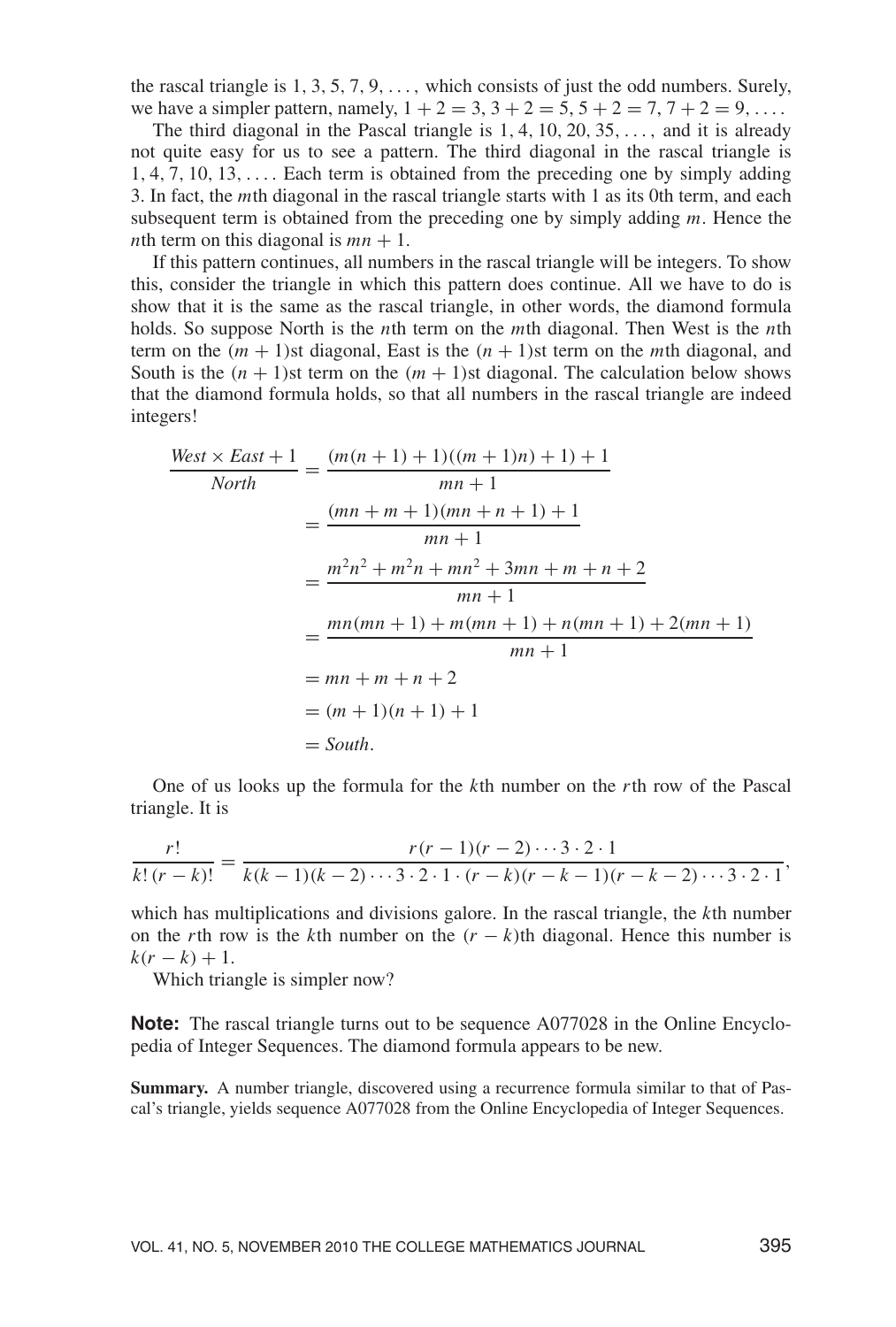the rascal triangle is $1, 3, 5, 7, 9, \ldots$, which consists of just the odd numbers. Surely, we have a simpler pattern, namely, $1 + 2 = 3, 3 + 2 = 5, 5 + 2 = 7, 7 + 2 = 9, \ldots$.

The third diagonal in the Pascal triangle is $1, 4, 10, 20, 35, \ldots$, and it is already not quite easy for us to see a pattern. The third diagonal in the rascal triangle is $1, 4, 7, 10, 13, \ldots$. Each term is obtained from the preceding one by simply adding 3. In fact, the $m$th diagonal in the rascal triangle starts with 1 as its 0th term, and each subsequent term is obtained from the preceding one by simply adding $m$. Hence the $n$th term on this diagonal is $mn + 1$.

If this pattern continues, all numbers in the rascal triangle will be integers. To show this, consider the triangle in which this pattern does continue. All we have to do is show that it is the same as the rascal triangle, in other words, the diamond formula holds. So suppose North is the $n$th term on the $m$th diagonal. Then West is the $n$th term on the $(m + 1)$st diagonal, East is the $(n + 1)$st term on the $m$th diagonal, and South is the $(n + 1)$st term on the $(m + 1)$st diagonal. The calculation below shows that the diamond formula holds, so that all numbers in the rascal triangle are indeed integers!

$$
\begin{aligned}
\frac{\textit{West} \times \textit{East} + 1}{\textit{North}} &= \frac{(m(n+1)+1)((m+1)n)+1)+1}{mn+1} \\
&= \frac{(mn+m+1)(mn+n+1)+1}{mn+1} \\
&= \frac{m^2n^2 + m^2n + mn^2 + 3mn + m + n + 2}{mn+1} \\
&= \frac{mn(mn+1) + m(mn+1) + n(mn+1) + 2(mn+1)}{mn+1} \\
&= mn + m + n + 2 \\
&= (m+1)(n+1) + 1 \\
&= \textit{South}.
\end{aligned}
$$

One of us looks up the formula for the $k$th number on the $r$th row of the Pascal triangle. It is

$$
\frac{r!}{k!\,(r-k)!} = \frac{r(r-1)(r-2)\cdots 3\cdot 2\cdot 1}{k(k-1)(k-2)\cdots 3\cdot 2\cdot 1\cdot (r-k)(r-k-1)(r-k-2)\cdots 3\cdot 2\cdot 1},
$$

which has multiplications and divisions galore. In the rascal triangle, the $k$th number on the $r$th row is the $k$th number on the $(r - k)$th diagonal. Hence this number is $k(r - k) + 1$.

Which triangle is simpler now?

**Note:** The rascal triangle turns out to be sequence A077028 in the Online Encyclopedia of Integer Sequences. The diamond formula appears to be new.

**Summary.** A number triangle, discovered using a recurrence formula similar to that of Pascal's triangle, yields sequence A077028 from the Online Encyclopedia of Integer Sequences.